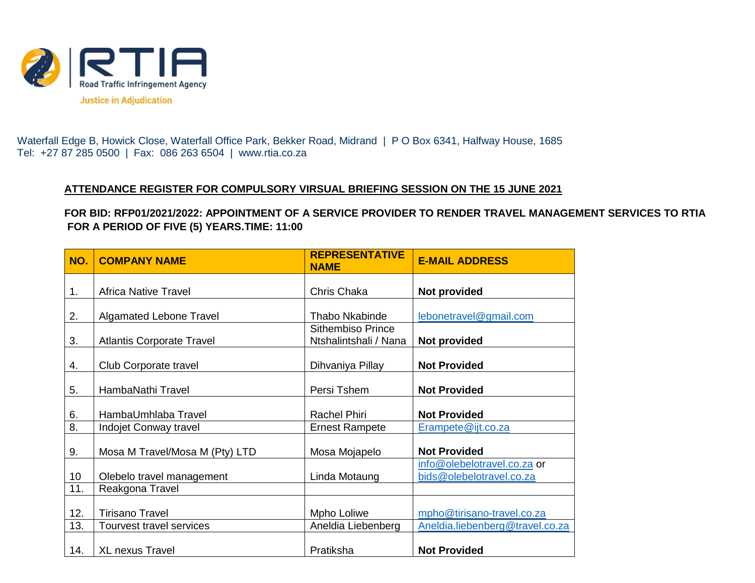RTIA
Road Traffic Infringement Agency
Justice in Adjudication

Waterfall Edge B, Howick Close, Waterfall Office Park, Bekker Road, Midrand | P O Box 6341, Halfway House, 1685
Tel: +27 87 285 0500 | Fax: 086 263 6504 | www.rtia.co.za

**ATTENDANCE REGISTER FOR COMPULSORY VIRSUAL BRIEFING SESSION ON THE 15 JUNE 2021**

**FOR BID: RFP01/2021/2022: APPOINTMENT OF A SERVICE PROVIDER TO RENDER TRAVEL MANAGEMENT SERVICES TO RTIA FOR A PERIOD OF FIVE (5) YEARS.TIME: 11:00**

| NO. | COMPANY NAME | REPRESENTATIVE NAME | E-MAIL ADDRESS |
|---|---|---|---|
| 1. | Africa Native Travel | Chris Chaka | **Not provided** |
| 2. | Algamated Lebone Travel | Thabo Nkabinde | lebonetravel@gmail.com |
| 3. | Atlantis Corporate Travel | Sithembiso Prince Ntshalintshali / Nana | **Not provided** |
| 4. | Club Corporate travel | Dihvaniya Pillay | **Not Provided** |
| 5. | HambaNathi Travel | Persi Tshem | **Not Provided** |
| 6. | HambaUmhlaba Travel | Rachel Phiri | **Not Provided** |
| 8. | Indojet Conway travel | Ernest Rampete | Erampete@ijt.co.za |
| 9. | Mosa M Travel/Mosa M (Pty) LTD | Mosa Mojapelo | **Not Provided** |
| 10 | Olebelo travel management | Linda Motaung | info@olebelotravel.co.za or bids@olebelotravel.co.za |
| 11. | Reakgona Travel | | |
| 12. | Tirisano Travel | Mpho Loliwe | mpho@tirisano-travel.co.za |
| 13. | Tourvest travel services | Aneldia Liebenberg | Aneldia.liebenberg@travel.co.za |
| 14. | XL nexus Travel | Pratiksha | **Not Provided** |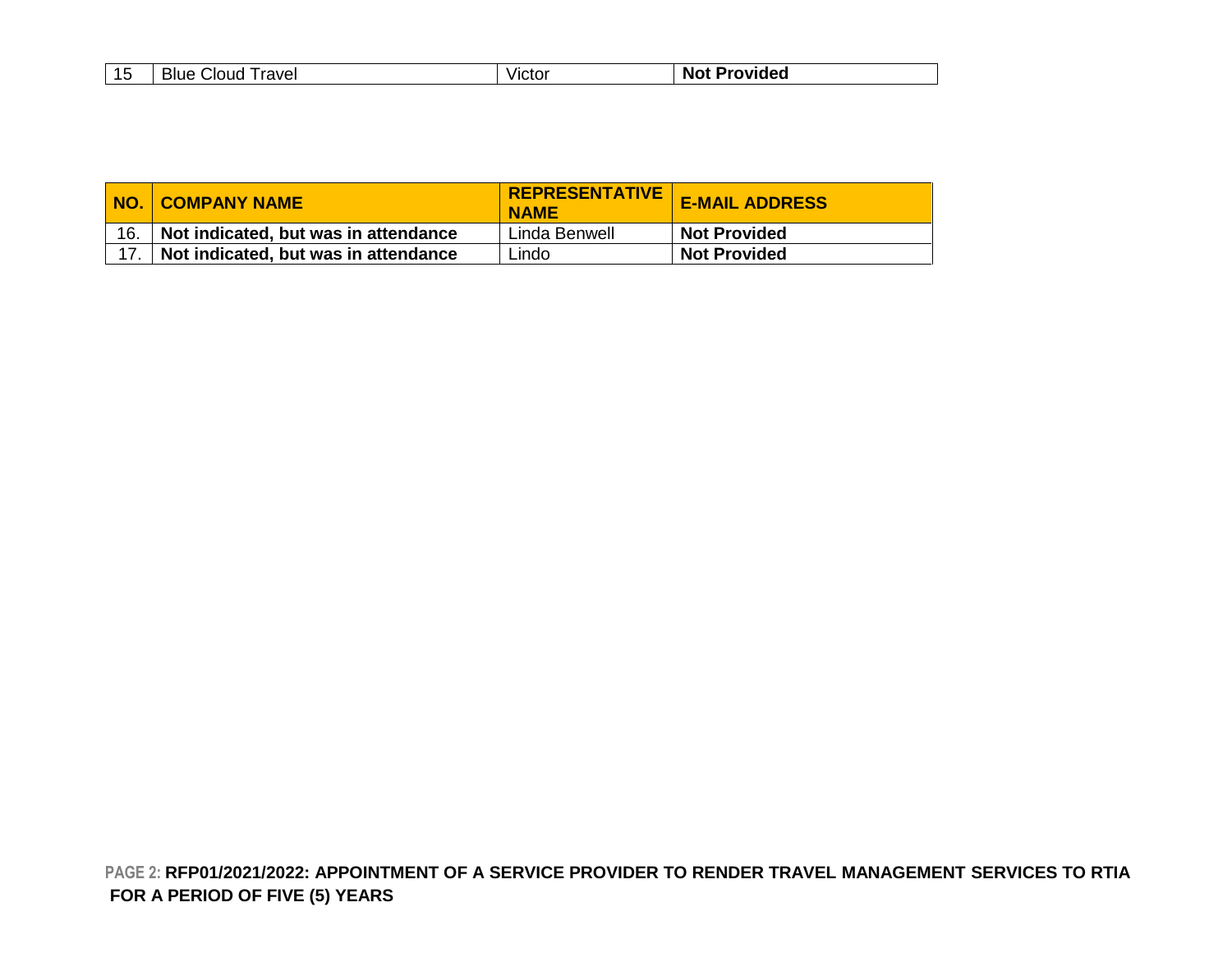| NO. | COMPANY NAME | REPRESENTATIVE NAME | E-MAIL ADDRESS |
|---|---|---|---|
| 15 | Blue Cloud Travel | Victor | **Not Provided** |
| 16. | **Not indicated, but was in attendance** | Linda Benwell | **Not Provided** |
| 17. | **Not indicated, but was in attendance** | Lindo | **Not Provided** |